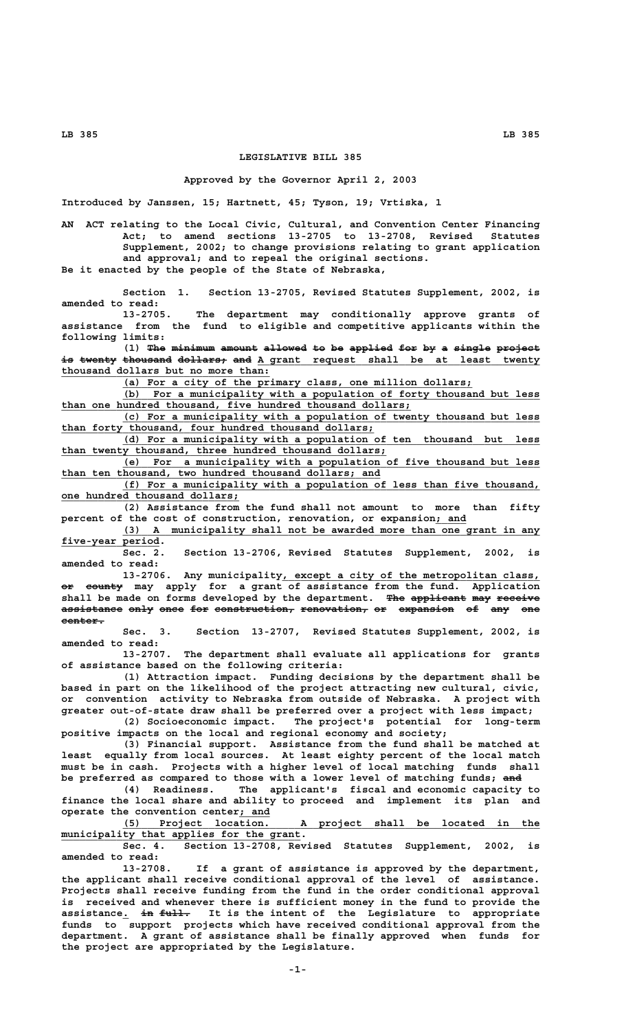# LEGISLATIVE BILL 385

**Approved by the Governor April 2, 2003**

Introduced by Janssen, 15; Hartnett, 45; Tyson, 19; Vrtiska, 1

AN ACT relating to the Local Civic, Cultural, and Convention Center Financing Act; to amend sections 13-2705 to 13-2708, Revised Statutes Supplement, 2002; to change provisions relating to grant application and approval; and to repeal the original sections.

Be it enacted by the people of the State of Nebraska,

Section 1. Section 13-2705, Revised Statutes Supplement, 2002, is amended to read:

13-2705. The department may conditionally approve grants of assistance from the fund to eligible and competitive applicants within the following limits:

(1) ~~The minimum amount allowed to be applied for by a single project is twenty thousand dollars; and~~ A grant request shall be at least twenty thousand dollars but no more than:

(a) For a city of the primary class, one million dollars;

(b) For a municipality with a population of forty thousand but less than one hundred thousand, five hundred thousand dollars;

(c) For a municipality with a population of twenty thousand but less than forty thousand, four hundred thousand dollars;

(d) For a municipality with a population of ten thousand but less than twenty thousand, three hundred thousand dollars;

(e) For a municipality with a population of five thousand but less than ten thousand, two hundred thousand dollars; and

(f) For a municipality with a population of less than five thousand, one hundred thousand dollars;

(2) Assistance from the fund shall not amount to more than fifty percent of the cost of construction, renovation, or expansion; and

(3) A municipality shall not be awarded more than one grant in any five-year period.

Sec. 2. Section 13-2706, Revised Statutes Supplement, 2002, is amended to read:

13-2706. Any municipality, except a city of the metropolitan class, ~~or county~~ may apply for a grant of assistance from the fund. Application shall be made on forms developed by the department. ~~The applicant may receive assistance only once for construction, renovation, or expansion of any one center.~~

Sec. 3. Section 13-2707, Revised Statutes Supplement, 2002, is amended to read:

13-2707. The department shall evaluate all applications for grants of assistance based on the following criteria:

(1) Attraction impact. Funding decisions by the department shall be based in part on the likelihood of the project attracting new cultural, civic, or convention activity to Nebraska from outside of Nebraska. A project with greater out-of-state draw shall be preferred over a project with less impact;

(2) Socioeconomic impact. The project's potential for long-term positive impacts on the local and regional economy and society;

(3) Financial support. Assistance from the fund shall be matched at least equally from local sources. At least eighty percent of the local match must be in cash. Projects with a higher level of local matching funds shall be preferred as compared to those with a lower level of matching funds; ~~and~~

(4) Readiness. The applicant's fiscal and economic capacity to finance the local share and ability to proceed and implement its plan and operate the convention center; and

(5) Project location. A project shall be located in the municipality that applies for the grant.

Sec. 4. Section 13-2708, Revised Statutes Supplement, 2002, is amended to read:

13-2708. If a grant of assistance is approved by the department, the applicant shall receive conditional approval of the level of assistance. Projects shall receive funding from the fund in the order conditional approval is received and whenever there is sufficient money in the fund to provide the assistance. ~~in full.~~ It is the intent of the Legislature to appropriate funds to support projects which have received conditional approval from the department. A grant of assistance shall be finally approved when funds for the project are appropriated by the Legislature.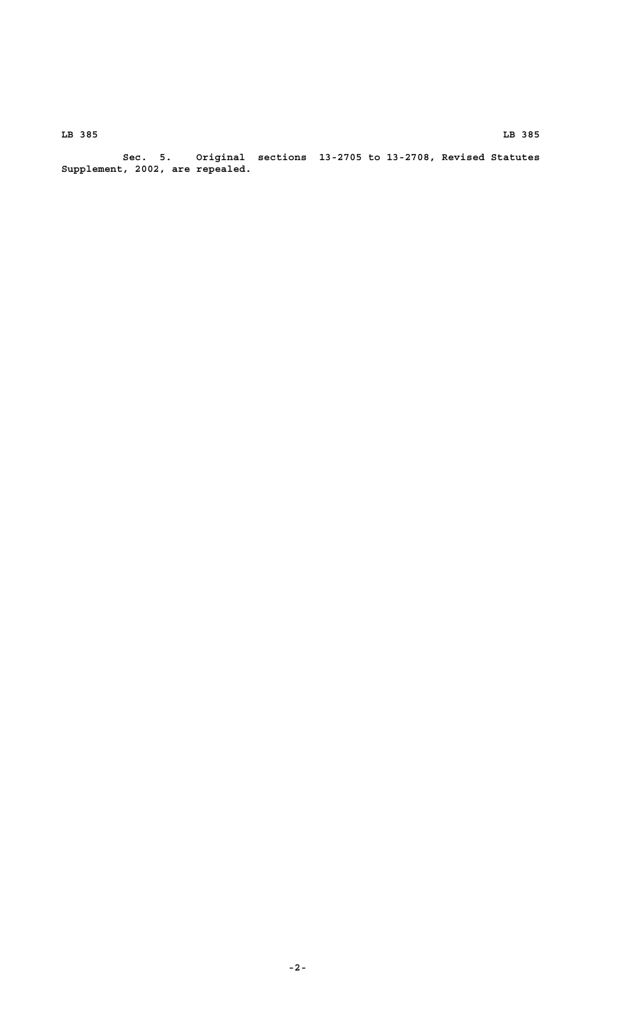Sec. 5. Original sections 13-2705 to 13-2708, Revised Statutes Supplement, 2002, are repealed.